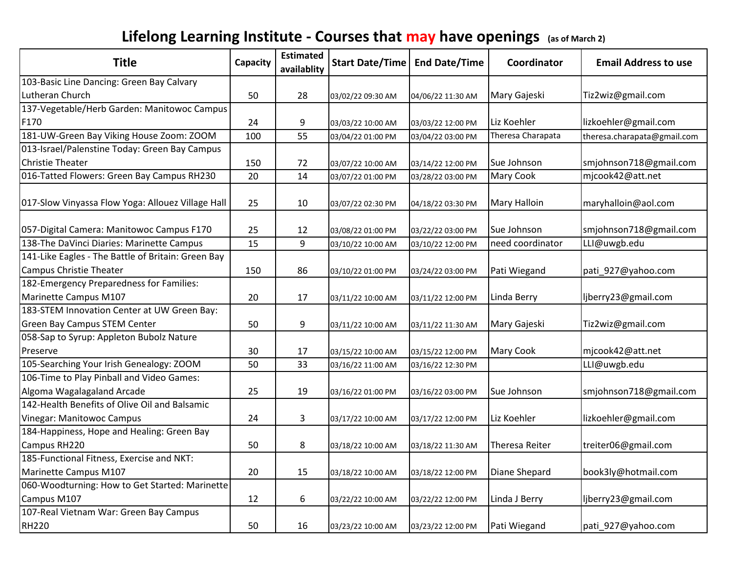# Lifelong Learning Institute - Courses that may have openings (as of March 2)

| Title | Capacity | Estimated availablity | Start Date/Time | End Date/Time | Coordinator | Email Address to use |
|---|---|---|---|---|---|---|
| 103-Basic Line Dancing: Green Bay Calvary Lutheran Church | 50 | 28 | 03/02/22 09:30 AM | 04/06/22 11:30 AM | Mary Gajeski | Tiz2wiz@gmail.com |
| 137-Vegetable/Herb Garden: Manitowoc Campus F170 | 24 | 9 | 03/03/22 10:00 AM | 03/03/22 12:00 PM | Liz Koehler | lizkoehler@gmail.com |
| 181-UW-Green Bay Viking House Zoom: ZOOM | 100 | 55 | 03/04/22 01:00 PM | 03/04/22 03:00 PM | Theresa Charapata | theresa.charapata@gmail.com |
| 013-Israel/Palenstine Today: Green Bay Campus Christie Theater | 150 | 72 | 03/07/22 10:00 AM | 03/14/22 12:00 PM | Sue Johnson | smjohnson718@gmail.com |
| 016-Tatted Flowers: Green Bay Campus RH230 | 20 | 14 | 03/07/22 01:00 PM | 03/28/22 03:00 PM | Mary Cook | mjcook42@att.net |
| 017-Slow Vinyassa Flow Yoga: Allouez Village Hall | 25 | 10 | 03/07/22 02:30 PM | 04/18/22 03:30 PM | Mary Halloin | maryhalloin@aol.com |
| 057-Digital Camera: Manitowoc Campus F170 | 25 | 12 | 03/08/22 01:00 PM | 03/22/22 03:00 PM | Sue Johnson | smjohnson718@gmail.com |
| 138-The DaVinci Diaries: Marinette Campus | 15 | 9 | 03/10/22 10:00 AM | 03/10/22 12:00 PM | need coordinator | LLI@uwgb.edu |
| 141-Like Eagles - The Battle of Britain: Green Bay Campus Christie Theater | 150 | 86 | 03/10/22 01:00 PM | 03/24/22 03:00 PM | Pati Wiegand | pati_927@yahoo.com |
| 182-Emergency Preparedness for Families: Marinette Campus M107 | 20 | 17 | 03/11/22 10:00 AM | 03/11/22 12:00 PM | Linda Berry | ljberry23@gmail.com |
| 183-STEM Innovation Center at UW Green Bay: Green Bay Campus STEM Center | 50 | 9 | 03/11/22 10:00 AM | 03/11/22 11:30 AM | Mary Gajeski | Tiz2wiz@gmail.com |
| 058-Sap to Syrup: Appleton Bubolz Nature Preserve | 30 | 17 | 03/15/22 10:00 AM | 03/15/22 12:00 PM | Mary Cook | mjcook42@att.net |
| 105-Searching Your Irish Genealogy: ZOOM | 50 | 33 | 03/16/22 11:00 AM | 03/16/22 12:30 PM | | LLI@uwgb.edu |
| 106-Time to Play Pinball and Video Games: Algoma Wagalagaland Arcade | 25 | 19 | 03/16/22 01:00 PM | 03/16/22 03:00 PM | Sue Johnson | smjohnson718@gmail.com |
| 142-Health Benefits of Olive Oil and Balsamic Vinegar: Manitowoc Campus | 24 | 3 | 03/17/22 10:00 AM | 03/17/22 12:00 PM | Liz Koehler | lizkoehler@gmail.com |
| 184-Happiness, Hope and Healing: Green Bay Campus RH220 | 50 | 8 | 03/18/22 10:00 AM | 03/18/22 11:30 AM | Theresa Reiter | treiter06@gmail.com |
| 185-Functional Fitness, Exercise and NKT: Marinette Campus M107 | 20 | 15 | 03/18/22 10:00 AM | 03/18/22 12:00 PM | Diane Shepard | book3ly@hotmail.com |
| 060-Woodturning: How to Get Started: Marinette Campus M107 | 12 | 6 | 03/22/22 10:00 AM | 03/22/22 12:00 PM | Linda J Berry | ljberry23@gmail.com |
| 107-Real Vietnam War: Green Bay Campus RH220 | 50 | 16 | 03/23/22 10:00 AM | 03/23/22 12:00 PM | Pati Wiegand | pati_927@yahoo.com |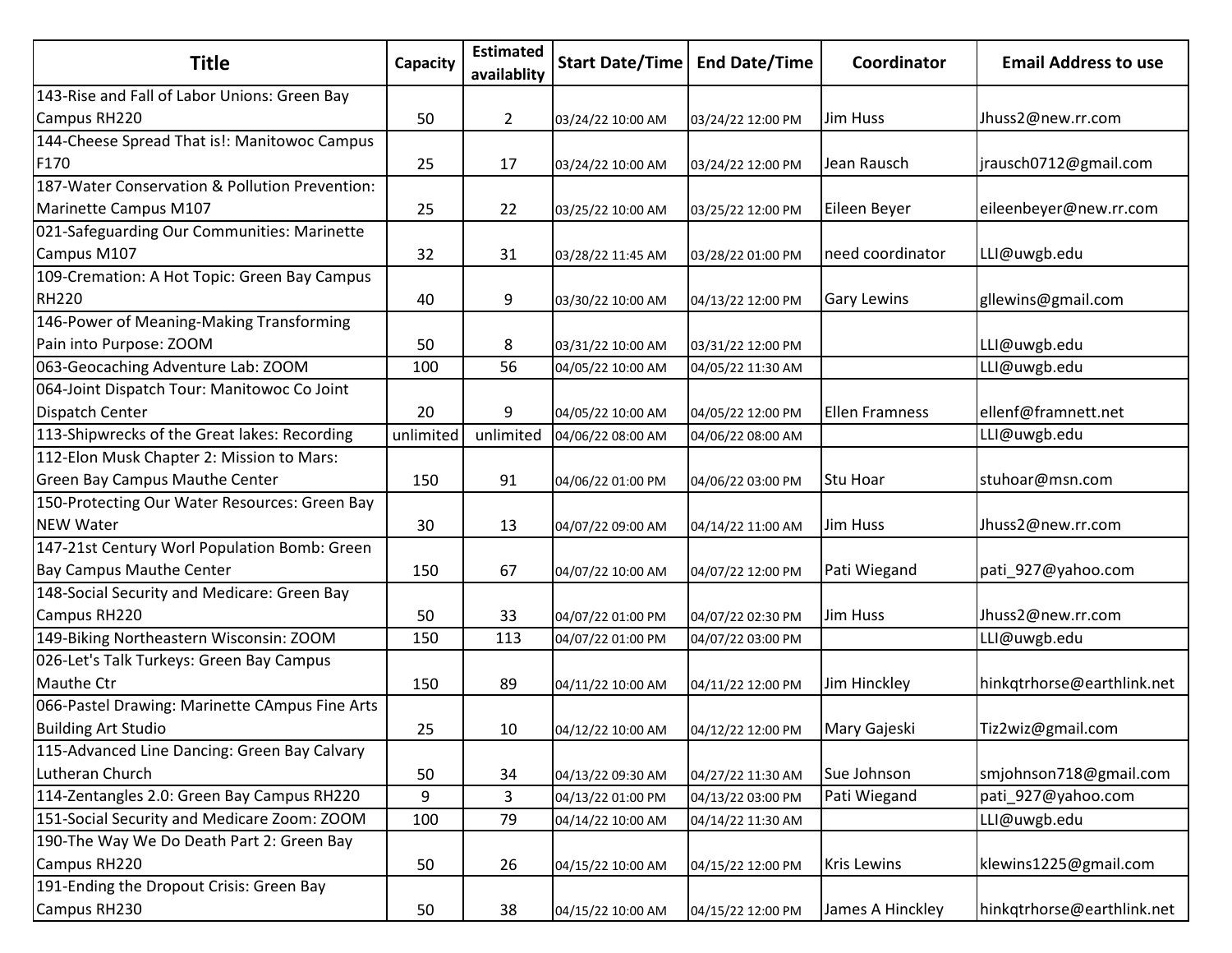| Title | Capacity | Estimated availablity | Start Date/Time | End Date/Time | Coordinator | Email Address to use |
|---|---|---|---|---|---|---|
| 143-Rise and Fall of Labor Unions: Green Bay Campus RH220 | 50 | 2 | 03/24/22 10:00 AM | 03/24/22 12:00 PM | Jim Huss | Jhuss2@new.rr.com |
| 144-Cheese Spread That is!: Manitowoc Campus F170 | 25 | 17 | 03/24/22 10:00 AM | 03/24/22 12:00 PM | Jean Rausch | jrausch0712@gmail.com |
| 187-Water Conservation & Pollution Prevention: Marinette Campus M107 | 25 | 22 | 03/25/22 10:00 AM | 03/25/22 12:00 PM | Eileen Beyer | eileenbeyer@new.rr.com |
| 021-Safeguarding Our Communities: Marinette Campus M107 | 32 | 31 | 03/28/22 11:45 AM | 03/28/22 01:00 PM | need coordinator | LLI@uwgb.edu |
| 109-Cremation: A Hot Topic: Green Bay Campus RH220 | 40 | 9 | 03/30/22 10:00 AM | 04/13/22 12:00 PM | Gary Lewins | gllewins@gmail.com |
| 146-Power of Meaning-Making Transforming Pain into Purpose: ZOOM | 50 | 8 | 03/31/22 10:00 AM | 03/31/22 12:00 PM | | LLI@uwgb.edu |
| 063-Geocaching Adventure Lab: ZOOM | 100 | 56 | 04/05/22 10:00 AM | 04/05/22 11:30 AM | | LLI@uwgb.edu |
| 064-Joint Dispatch Tour: Manitowoc Co Joint Dispatch Center | 20 | 9 | 04/05/22 10:00 AM | 04/05/22 12:00 PM | Ellen Framness | ellenf@framnett.net |
| 113-Shipwrecks of the Great lakes: Recording | unlimited | unlimited | 04/06/22 08:00 AM | 04/06/22 08:00 AM | | LLI@uwgb.edu |
| 112-Elon Musk Chapter 2: Mission to Mars: Green Bay Campus Mauthe Center | 150 | 91 | 04/06/22 01:00 PM | 04/06/22 03:00 PM | Stu Hoar | stuhoar@msn.com |
| 150-Protecting Our Water Resources: Green Bay NEW Water | 30 | 13 | 04/07/22 09:00 AM | 04/14/22 11:00 AM | Jim Huss | Jhuss2@new.rr.com |
| 147-21st Century Worl Population Bomb: Green Bay Campus Mauthe Center | 150 | 67 | 04/07/22 10:00 AM | 04/07/22 12:00 PM | Pati Wiegand | pati_927@yahoo.com |
| 148-Social Security and Medicare: Green Bay Campus RH220 | 50 | 33 | 04/07/22 01:00 PM | 04/07/22 02:30 PM | Jim Huss | Jhuss2@new.rr.com |
| 149-Biking Northeastern Wisconsin: ZOOM | 150 | 113 | 04/07/22 01:00 PM | 04/07/22 03:00 PM | | LLI@uwgb.edu |
| 026-Let's Talk Turkeys: Green Bay Campus Mauthe Ctr | 150 | 89 | 04/11/22 10:00 AM | 04/11/22 12:00 PM | Jim Hinckley | hinkqtrhorse@earthlink.net |
| 066-Pastel Drawing: Marinette CAmpus Fine Arts Building Art Studio | 25 | 10 | 04/12/22 10:00 AM | 04/12/22 12:00 PM | Mary Gajeski | Tiz2wiz@gmail.com |
| 115-Advanced Line Dancing: Green Bay Calvary Lutheran Church | 50 | 34 | 04/13/22 09:30 AM | 04/27/22 11:30 AM | Sue Johnson | smjohnson718@gmail.com |
| 114-Zentangles 2.0: Green Bay Campus RH220 | 9 | 3 | 04/13/22 01:00 PM | 04/13/22 03:00 PM | Pati Wiegand | pati_927@yahoo.com |
| 151-Social Security and Medicare Zoom: ZOOM | 100 | 79 | 04/14/22 10:00 AM | 04/14/22 11:30 AM | | LLI@uwgb.edu |
| 190-The Way We Do Death Part 2: Green Bay Campus RH220 | 50 | 26 | 04/15/22 10:00 AM | 04/15/22 12:00 PM | Kris Lewins | klewins1225@gmail.com |
| 191-Ending the Dropout Crisis: Green Bay Campus RH230 | 50 | 38 | 04/15/22 10:00 AM | 04/15/22 12:00 PM | James A Hinckley | hinkqtrhorse@earthlink.net |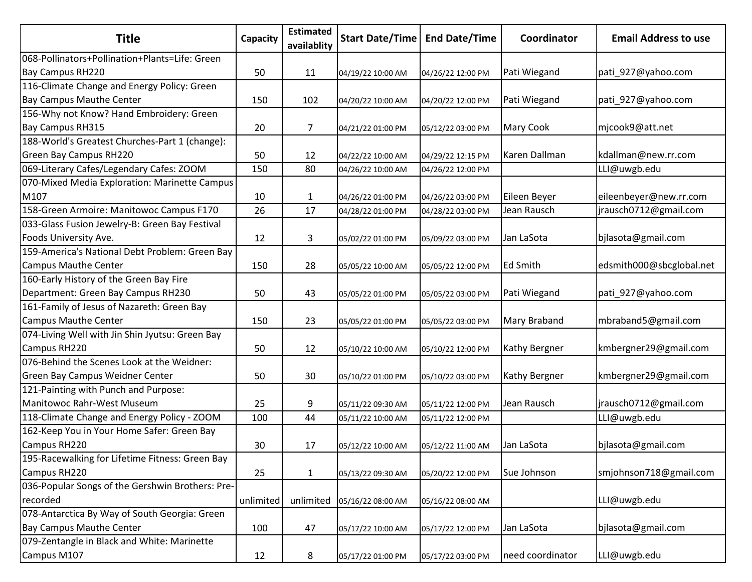| Title | Capacity | Estimated availablity | Start Date/Time | End Date/Time | Coordinator | Email Address to use |
|---|---|---|---|---|---|---|
| 068-Pollinators+Pollination+Plants=Life: Green Bay Campus RH220 | 50 | 11 | 04/19/22 10:00 AM | 04/26/22 12:00 PM | Pati Wiegand | pati_927@yahoo.com |
| 116-Climate Change and Energy Policy: Green Bay Campus Mauthe Center | 150 | 102 | 04/20/22 10:00 AM | 04/20/22 12:00 PM | Pati Wiegand | pati_927@yahoo.com |
| 156-Why not Know? Hand Embroidery: Green Bay Campus RH315 | 20 | 7 | 04/21/22 01:00 PM | 05/12/22 03:00 PM | Mary Cook | mjcook9@att.net |
| 188-World's Greatest Churches-Part 1 (change): Green Bay Campus RH220 | 50 | 12 | 04/22/22 10:00 AM | 04/29/22 12:15 PM | Karen Dallman | kdallman@new.rr.com |
| 069-Literary Cafes/Legendary Cafes: ZOOM | 150 | 80 | 04/26/22 10:00 AM | 04/26/22 12:00 PM | | LLI@uwgb.edu |
| 070-Mixed Media Exploration: Marinette Campus M107 | 10 | 1 | 04/26/22 01:00 PM | 04/26/22 03:00 PM | Eileen Beyer | eileenbeyer@new.rr.com |
| 158-Green Armoire: Manitowoc Campus F170 | 26 | 17 | 04/28/22 01:00 PM | 04/28/22 03:00 PM | Jean Rausch | jrausch0712@gmail.com |
| 033-Glass Fusion Jewelry-B: Green Bay Festival Foods University Ave. | 12 | 3 | 05/02/22 01:00 PM | 05/09/22 03:00 PM | Jan LaSota | bjlasota@gmail.com |
| 159-America's National Debt Problem: Green Bay Campus Mauthe Center | 150 | 28 | 05/05/22 10:00 AM | 05/05/22 12:00 PM | Ed Smith | edsmith000@sbcglobal.net |
| 160-Early History of the Green Bay Fire Department: Green Bay Campus RH230 | 50 | 43 | 05/05/22 01:00 PM | 05/05/22 03:00 PM | Pati Wiegand | pati_927@yahoo.com |
| 161-Family of Jesus of Nazareth: Green Bay Campus Mauthe Center | 150 | 23 | 05/05/22 01:00 PM | 05/05/22 03:00 PM | Mary Braband | mbraband5@gmail.com |
| 074-Living Well with Jin Shin Jyutsu: Green Bay Campus RH220 | 50 | 12 | 05/10/22 10:00 AM | 05/10/22 12:00 PM | Kathy Bergner | kmbergner29@gmail.com |
| 076-Behind the Scenes Look at the Weidner: Green Bay Campus Weidner Center | 50 | 30 | 05/10/22 01:00 PM | 05/10/22 03:00 PM | Kathy Bergner | kmbergner29@gmail.com |
| 121-Painting with Punch and Purpose: Manitowoc Rahr-West Museum | 25 | 9 | 05/11/22 09:30 AM | 05/11/22 12:00 PM | Jean Rausch | jrausch0712@gmail.com |
| 118-Climate Change and Energy Policy - ZOOM | 100 | 44 | 05/11/22 10:00 AM | 05/11/22 12:00 PM | | LLI@uwgb.edu |
| 162-Keep You in Your Home Safer: Green Bay Campus RH220 | 30 | 17 | 05/12/22 10:00 AM | 05/12/22 11:00 AM | Jan LaSota | bjlasota@gmail.com |
| 195-Racewalking for Lifetime Fitness: Green Bay Campus RH220 | 25 | 1 | 05/13/22 09:30 AM | 05/20/22 12:00 PM | Sue Johnson | smjohnson718@gmail.com |
| 036-Popular Songs of the Gershwin Brothers: Pre-recorded | unlimited | unlimited | 05/16/22 08:00 AM | 05/16/22 08:00 AM | | LLI@uwgb.edu |
| 078-Antarctica By Way of South Georgia: Green Bay Campus Mauthe Center | 100 | 47 | 05/17/22 10:00 AM | 05/17/22 12:00 PM | Jan LaSota | bjlasota@gmail.com |
| 079-Zentangle in Black and White: Marinette Campus M107 | 12 | 8 | 05/17/22 01:00 PM | 05/17/22 03:00 PM | need coordinator | LLI@uwgb.edu |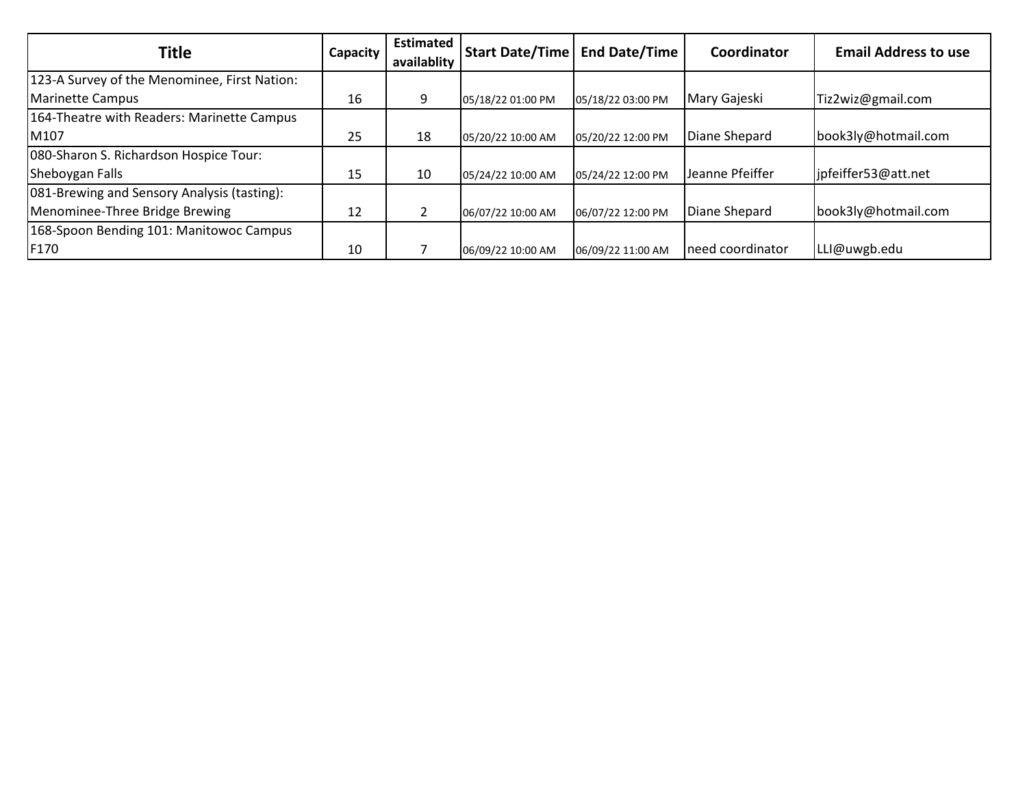| Title | Capacity | Estimated availablity | Start Date/Time | End Date/Time | Coordinator | Email Address to use |
|---|---|---|---|---|---|---|
| 123-A Survey of the Menominee, First Nation: Marinette Campus | 16 | 9 | 05/18/22 01:00 PM | 05/18/22 03:00 PM | Mary Gajeski | Tiz2wiz@gmail.com |
| 164-Theatre with Readers: Marinette Campus M107 | 25 | 18 | 05/20/22 10:00 AM | 05/20/22 12:00 PM | Diane Shepard | book3ly@hotmail.com |
| 080-Sharon S. Richardson Hospice Tour: Sheboygan Falls | 15 | 10 | 05/24/22 10:00 AM | 05/24/22 12:00 PM | Jeanne Pfeiffer | jpfeiffer53@att.net |
| 081-Brewing and Sensory Analysis (tasting): Menominee-Three Bridge Brewing | 12 | 2 | 06/07/22 10:00 AM | 06/07/22 12:00 PM | Diane Shepard | book3ly@hotmail.com |
| 168-Spoon Bending 101: Manitowoc Campus F170 | 10 | 7 | 06/09/22 10:00 AM | 06/09/22 11:00 AM | need coordinator | LLI@uwgb.edu |